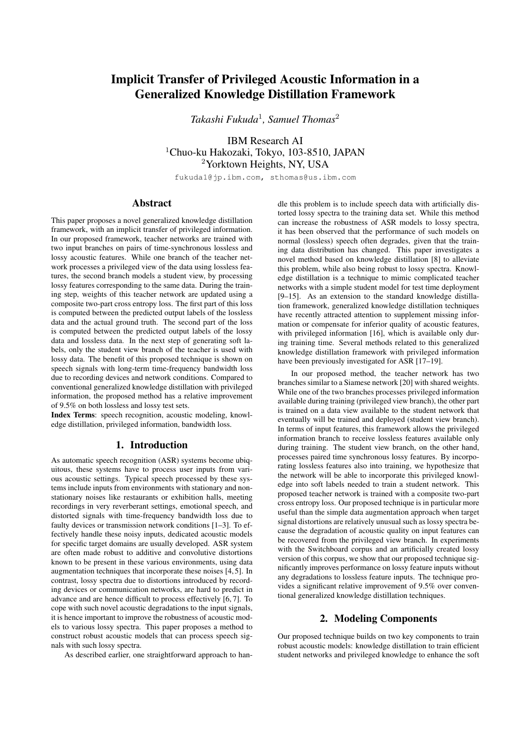# Implicit Transfer of Privileged Acoustic Information in a Generalized Knowledge Distillation Framework

*Takashi Fukuda*[1], *Samuel Thomas*[2]

IBM Research AI
[1]Chuo-ku Hakozaki, Tokyo, 103-8510, JAPAN
[2]Yorktown Heights, NY, USA

fukuda1@jp.ibm.com, sthomas@us.ibm.com

## Abstract

This paper proposes a novel generalized knowledge distillation framework, with an implicit transfer of privileged information. In our proposed framework, teacher networks are trained with two input branches on pairs of time-synchronous lossless and lossy acoustic features. While one branch of the teacher network processes a privileged view of the data using lossless features, the second branch models a student view, by processing lossy features corresponding to the same data. During the training step, weights of this teacher network are updated using a composite two-part cross entropy loss. The first part of this loss is computed between the predicted output labels of the lossless data and the actual ground truth. The second part of the loss is computed between the predicted output labels of the lossy data and lossless data. In the next step of generating soft labels, only the student view branch of the teacher is used with lossy data. The benefit of this proposed technique is shown on speech signals with long-term time-frequency bandwidth loss due to recording devices and network conditions. Compared to conventional generalized knowledge distillation with privileged information, the proposed method has a relative improvement of 9.5% on both lossless and lossy test sets.

**Index Terms**: speech recognition, acoustic modeling, knowledge distillation, privileged information, bandwidth loss.

## 1. Introduction

As automatic speech recognition (ASR) systems become ubiquitous, these systems have to process user inputs from various acoustic settings. Typical speech processed by these systems include inputs from environments with stationary and non-stationary noises like restaurants or exhibition halls, meeting recordings in very reverberant settings, emotional speech, and distorted signals with time-frequency bandwidth loss due to faulty devices or transmission network conditions [1–3]. To effectively handle these noisy inputs, dedicated acoustic models for specific target domains are usually developed. ASR system are often made robust to additive and convolutive distortions known to be present in these various environments, using data augmentation techniques that incorporate these noises [4, 5]. In contrast, lossy spectra due to distortions introduced by recording devices or communication networks, are hard to predict in advance and are hence difficult to process effectively [6, 7]. To cope with such novel acoustic degradations to the input signals, it is hence important to improve the robustness of acoustic models to various lossy spectra. This paper proposes a method to construct robust acoustic models that can process speech signals with such lossy spectra.

As described earlier, one straightforward approach to handle this problem is to include speech data with artificially distorted lossy spectra to the training data set. While this method can increase the robustness of ASR models to lossy spectra, it has been observed that the performance of such models on normal (lossless) speech often degrades, given that the training data distribution has changed. This paper investigates a novel method based on knowledge distillation [8] to alleviate this problem, while also being robust to lossy spectra. Knowledge distillation is a technique to mimic complicated teacher networks with a simple student model for test time deployment [9–15]. As an extension to the standard knowledge distillation framework, generalized knowledge distillation techniques have recently attracted attention to supplement missing information or compensate for inferior quality of acoustic features, with privileged information [16], which is available only during training time. Several methods related to this generalized knowledge distillation framework with privileged information have been previously investigated for ASR [17–19].

In our proposed method, the teacher network has two branches similar to a Siamese network [20] with shared weights. While one of the two branches processes privileged information available during training (privileged view branch), the other part is trained on a data view available to the student network that eventually will be trained and deployed (student view branch). In terms of input features, this framework allows the privileged information branch to receive lossless features available only during training. The student view branch, on the other hand, processes paired time synchronous lossy features. By incorporating lossless features also into training, we hypothesize that the network will be able to incorporate this privileged knowledge into soft labels needed to train a student network. This proposed teacher network is trained with a composite two-part cross entropy loss. Our proposed technique is in particular more useful than the simple data augmentation approach when target signal distortions are relatively unusual such as lossy spectra because the degradation of acoustic quality on input features can be recovered from the privileged view branch. In experiments with the Switchboard corpus and an artificially created lossy version of this corpus, we show that our proposed technique significantly improves performance on lossy feature inputs without any degradations to lossless feature inputs. The technique provides a significant relative improvement of 9.5% over conventional generalized knowledge distillation techniques.

## 2. Modeling Components

Our proposed technique builds on two key components to train robust acoustic models: knowledge distillation to train efficient student networks and privileged knowledge to enhance the soft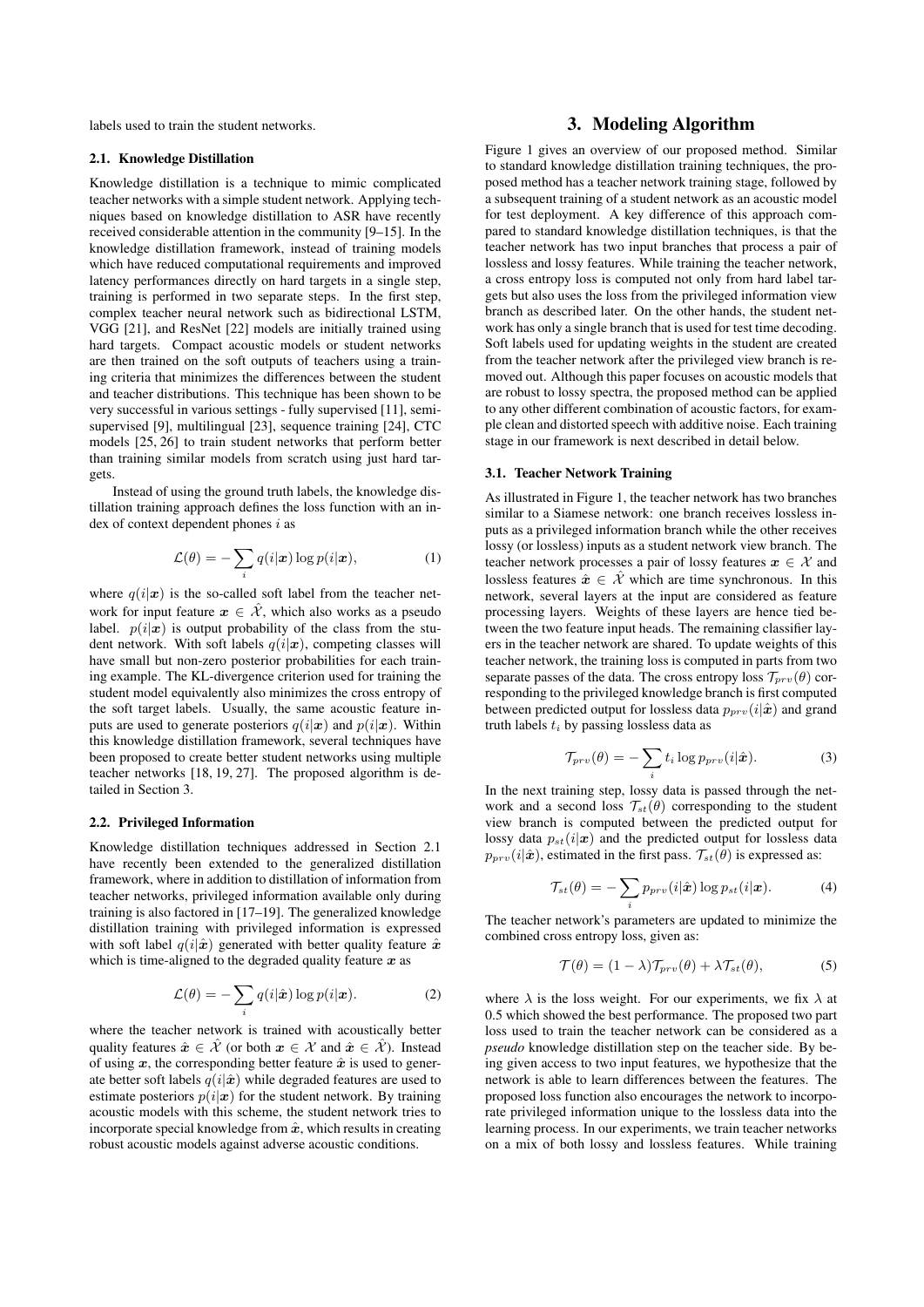labels used to train the student networks.

### 2.1. Knowledge Distillation

Knowledge distillation is a technique to mimic complicated teacher networks with a simple student network. Applying techniques based on knowledge distillation to ASR have recently received considerable attention in the community [9–15]. In the knowledge distillation framework, instead of training models which have reduced computational requirements and improved latency performances directly on hard targets in a single step, training is performed in two separate steps. In the first step, complex teacher neural network such as bidirectional LSTM, VGG [21], and ResNet [22] models are initially trained using hard targets. Compact acoustic models or student networks are then trained on the soft outputs of teachers using a training criteria that minimizes the differences between the student and teacher distributions. This technique has been shown to be very successful in various settings - fully supervised [11], semi-supervised [9], multilingual [23], sequence training [24], CTC models [25, 26] to train student networks that perform better than training similar models from scratch using just hard targets.

Instead of using the ground truth labels, the knowledge distillation training approach defines the loss function with an index of context dependent phones $i$ as

$$\mathcal{L}(\theta) = -\sum_i q(i|\boldsymbol{x}) \log p(i|\boldsymbol{x}), \tag{1}$$

where $q(i|\boldsymbol{x})$ is the so-called soft label from the teacher network for input feature $\boldsymbol{x} \in \hat{\mathcal{X}}$, which also works as a pseudo label. $p(i|\boldsymbol{x})$ is output probability of the class from the student network. With soft labels $q(i|\boldsymbol{x})$, competing classes will have small but non-zero posterior probabilities for each training example. The KL-divergence criterion used for training the student model equivalently also minimizes the cross entropy of the soft target labels. Usually, the same acoustic feature inputs are used to generate posteriors $q(i|\boldsymbol{x})$ and $p(i|\boldsymbol{x})$. Within this knowledge distillation framework, several techniques have been proposed to create better student networks using multiple teacher networks [18, 19, 27]. The proposed algorithm is detailed in Section 3.

### 2.2. Privileged Information

Knowledge distillation techniques addressed in Section 2.1 have recently been extended to the generalized distillation framework, where in addition to distillation of information from teacher networks, privileged information available only during training is also factored in [17–19]. The generalized knowledge distillation training with privileged information is expressed with soft label $q(i|\hat{\boldsymbol{x}})$ generated with better quality feature $\hat{\boldsymbol{x}}$ which is time-aligned to the degraded quality feature $\boldsymbol{x}$ as

$$\mathcal{L}(\theta) = -\sum_i q(i|\hat{\boldsymbol{x}}) \log p(i|\boldsymbol{x}). \tag{2}$$

where the teacher network is trained with acoustically better quality features $\hat{\boldsymbol{x}} \in \hat{\mathcal{X}}$ (or both $\boldsymbol{x} \in \mathcal{X}$ and $\hat{\boldsymbol{x}} \in \hat{\mathcal{X}}$). Instead of using $\boldsymbol{x}$, the corresponding better feature $\hat{\boldsymbol{x}}$ is used to generate better soft labels $q(i|\hat{\boldsymbol{x}})$ while degraded features are used to estimate posteriors $p(i|\boldsymbol{x})$ for the student network. By training acoustic models with this scheme, the student network tries to incorporate special knowledge from $\hat{\boldsymbol{x}}$, which results in creating robust acoustic models against adverse acoustic conditions.

## 3. Modeling Algorithm

Figure 1 gives an overview of our proposed method. Similar to standard knowledge distillation training techniques, the proposed method has a teacher network training stage, followed by a subsequent training of a student network as an acoustic model for test deployment. A key difference of this approach compared to standard knowledge distillation techniques, is that the teacher network has two input branches that process a pair of lossless and lossy features. While training the teacher network, a cross entropy loss is computed not only from hard label targets but also uses the loss from the privileged information view branch as described later. On the other hands, the student network has only a single branch that is used for test time decoding. Soft labels used for updating weights in the student are created from the teacher network after the privileged view branch is removed out. Although this paper focuses on acoustic models that are robust to lossy spectra, the proposed method can be applied to any other different combination of acoustic factors, for example clean and distorted speech with additive noise. Each training stage in our framework is next described in detail below.

### 3.1. Teacher Network Training

As illustrated in Figure 1, the teacher network has two branches similar to a Siamese network: one branch receives lossless inputs as a privileged information branch while the other receives lossy (or lossless) inputs as a student network view branch. The teacher network processes a pair of lossy features $\boldsymbol{x} \in \mathcal{X}$ and lossless features $\hat{\boldsymbol{x}} \in \hat{\mathcal{X}}$ which are time synchronous. In this network, several layers at the input are considered as feature processing layers. Weights of these layers are hence tied between the two feature input heads. The remaining classifier layers in the teacher network are shared. To update weights of this teacher network, the training loss is computed in parts from two separate passes of the data. The cross entropy loss $\mathcal{T}_{prv}(\theta)$ corresponding to the privileged knowledge branch is first computed between predicted output for lossless data $p_{prv}(i|\hat{\boldsymbol{x}})$ and grand truth labels $t_i$ by passing lossless data as

$$\mathcal{T}_{prv}(\theta) = -\sum_i t_i \log p_{prv}(i|\hat{\boldsymbol{x}}). \tag{3}$$

In the next training step, lossy data is passed through the network and a second loss $\mathcal{T}_{st}(\theta)$ corresponding to the student view branch is computed between the predicted output for lossy data $p_{st}(i|\boldsymbol{x})$ and the predicted output for lossless data $p_{prv}(i|\hat{\boldsymbol{x}})$, estimated in the first pass. $\mathcal{T}_{st}(\theta)$ is expressed as:

$$\mathcal{T}_{st}(\theta) = -\sum_i p_{prv}(i|\hat{\boldsymbol{x}}) \log p_{st}(i|\boldsymbol{x}). \tag{4}$$

The teacher network's parameters are updated to minimize the combined cross entropy loss, given as:

$$\mathcal{T}(\theta) = (1-\lambda)\mathcal{T}_{prv}(\theta) + \lambda\mathcal{T}_{st}(\theta), \tag{5}$$

where $\lambda$ is the loss weight. For our experiments, we fix $\lambda$ at 0.5 which showed the best performance. The proposed two part loss used to train the teacher network can be considered as a *pseudo* knowledge distillation step on the teacher side. By being given access to two input features, we hypothesize that the network is able to learn differences between the features. The proposed loss function also encourages the network to incorporate privileged information unique to the lossless data into the learning process. In our experiments, we train teacher networks on a mix of both lossy and lossless features. While training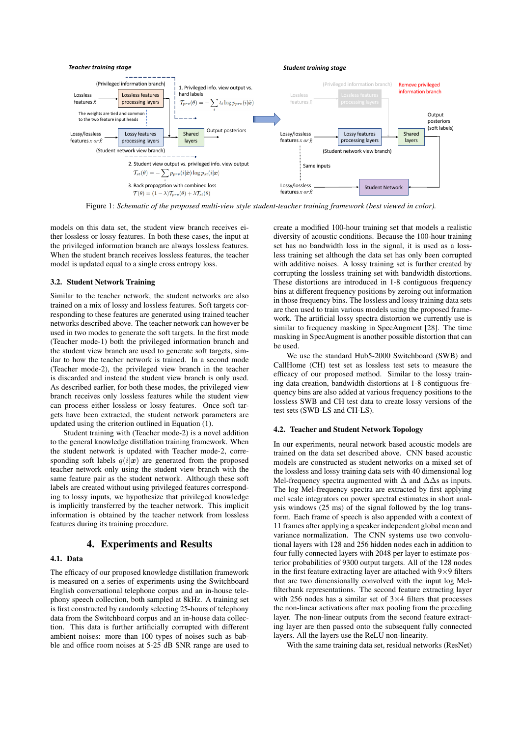Figure 1: *Schematic of the proposed multi-view style student-teacher training framework (best viewed in color).*

models on this data set, the student view branch receives either lossless or lossy features. In both these cases, the input at the privileged information branch are always lossless features. When the student branch receives lossless features, the teacher model is updated equal to a single cross entropy loss.

### 3.2. Student Network Training

Similar to the teacher network, the student networks are also trained on a mix of lossy and lossless features. Soft targets corresponding to these features are generated using trained teacher networks described above. The teacher network can however be used in two modes to generate the soft targets. In the first mode (Teacher mode-1) both the privileged information branch and the student view branch are used to generate soft targets, similar to how the teacher network is trained. In a second mode (Teacher mode-2), the privileged view branch in the teacher is discarded and instead the student view branch is only used. As described earlier, for both these modes, the privileged view branch receives only lossless features while the student view can process either lossless or lossy features. Once soft targets have been extracted, the student network parameters are updated using the criterion outlined in Equation (1).

Student training with (Teacher mode-2) is a novel addition to the general knowledge distillation training framework. When the student network is updated with Teacher mode-2, corresponding soft labels $q(i|\boldsymbol{x})$ are generated from the proposed teacher network only using the student view branch with the same feature pair as the student network. Although these soft labels are created without using privileged features corresponding to lossy inputs, we hypothesize that privileged knowledge is implicitly transferred by the teacher network. This implicit information is obtained by the teacher network from lossless features during its training procedure.

## 4. Experiments and Results

### 4.1. Data

The efficacy of our proposed knowledge distillation framework is measured on a series of experiments using the Switchboard English conversational telephone corpus and an in-house telephony speech collection, both sampled at 8kHz. A training set is first constructed by randomly selecting 25-hours of telephony data from the Switchboard corpus and an in-house data collection. This data is further artificially corrupted with different ambient noises: more than 100 types of noises such as babble and office room noises at 5-25 dB SNR range are used to create a modified 100-hour training set that models a realistic diversity of acoustic conditions. Because the 100-hour training set has no bandwidth loss in the signal, it is used as a lossless training set although the data set has only been corrupted with additive noises. A lossy training set is further created by corrupting the lossless training set with bandwidth distortions. These distortions are introduced in 1-8 contiguous frequency bins at different frequency positions by zeroing out information in those frequency bins. The lossless and lossy training data sets are then used to train various models using the proposed framework. The artificial lossy spectra distortion we currently use is similar to frequency masking in SpecAugment [28]. The time masking in SpecAugment is another possible distortion that can be used.

We use the standard Hub5-2000 Switchboard (SWB) and CallHome (CH) test set as lossless test sets to measure the efficacy of our proposed method. Similar to the lossy training data creation, bandwidth distortions at 1-8 contiguous frequency bins are also added at various frequency positions to the lossless SWB and CH test data to create lossy versions of the test sets (SWB-LS and CH-LS).

### 4.2. Teacher and Student Network Topology

In our experiments, neural network based acoustic models are trained on the data set described above. CNN based acoustic models are constructed as student networks on a mixed set of the lossless and lossy training data sets with 40 dimensional log Mel-frequency spectra augmented with $\Delta$ and $\Delta\Delta$s as inputs. The log Mel-frequency spectra are extracted by first applying mel scale integrators on power spectral estimates in short analysis windows (25 ms) of the signal followed by the log transform. Each frame of speech is also appended with a context of 11 frames after applying a speaker independent global mean and variance normalization. The CNN systems use two convolutional layers with 128 and 256 hidden nodes each in addition to four fully connected layers with 2048 per layer to estimate posterior probabilities of 9300 output targets. All of the 128 nodes in the first feature extracting layer are attached with $9\times9$ filters that are two dimensionally convolved with the input log Mel-filterbank representations. The second feature extracting layer with 256 nodes has a similar set of $3\times4$ filters that processes the non-linear activations after max pooling from the preceding layer. The non-linear outputs from the second feature extracting layer are then passed onto the subsequent fully connected layers. All the layers use the ReLU non-linearity.

With the same training data set, residual networks (ResNet)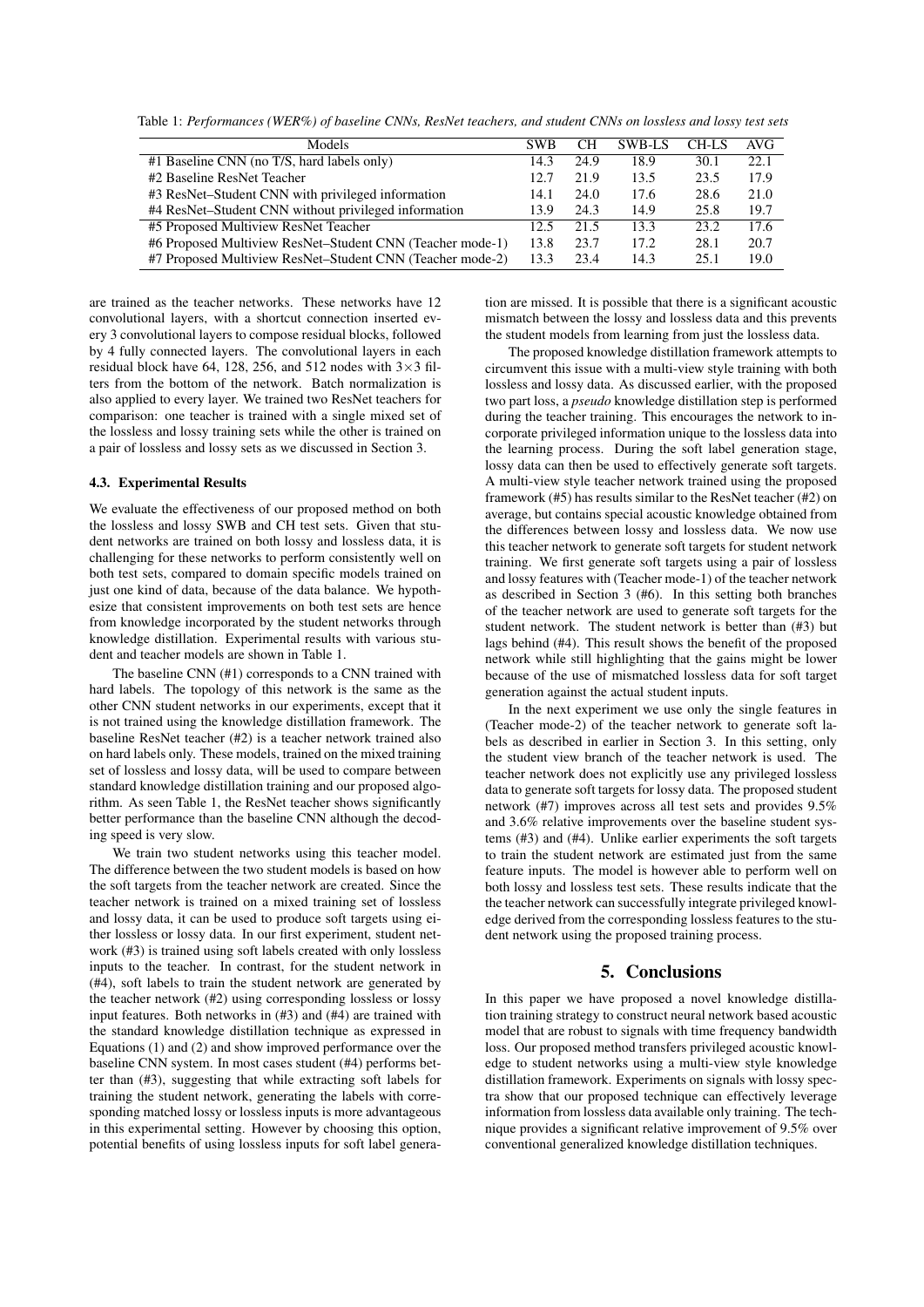Table 1: *Performances (WER%) of baseline CNNs, ResNet teachers, and student CNNs on lossless and lossy test sets*

| Models | SWB | CH | SWB-LS | CH-LS | AVG |
|---|---|---|---|---|---|
| #1 Baseline CNN (no T/S, hard labels only) | 14.3 | 24.9 | 18.9 | 30.1 | 22.1 |
| #2 Baseline ResNet Teacher | 12.7 | 21.9 | 13.5 | 23.5 | 17.9 |
| #3 ResNet–Student CNN with privileged information | 14.1 | 24.0 | 17.6 | 28.6 | 21.0 |
| #4 ResNet–Student CNN without privileged information | 13.9 | 24.3 | 14.9 | 25.8 | 19.7 |
| #5 Proposed Multiview ResNet Teacher | 12.5 | 21.5 | 13.3 | 23.2 | 17.6 |
| #6 Proposed Multiview ResNet–Student CNN (Teacher mode-1) | 13.8 | 23.7 | 17.2 | 28.1 | 20.7 |
| #7 Proposed Multiview ResNet–Student CNN (Teacher mode-2) | 13.3 | 23.4 | 14.3 | 25.1 | 19.0 |

are trained as the teacher networks. These networks have 12 convolutional layers, with a shortcut connection inserted every 3 convolutional layers to compose residual blocks, followed by 4 fully connected layers. The convolutional layers in each residual block have 64, 128, 256, and 512 nodes with $3 \times 3$ filters from the bottom of the network. Batch normalization is also applied to every layer. We trained two ResNet teachers for comparison: one teacher is trained with a single mixed set of the lossless and lossy training sets while the other is trained on a pair of lossless and lossy sets as we discussed in Section 3.

### 4.3. Experimental Results

We evaluate the effectiveness of our proposed method on both the lossless and lossy SWB and CH test sets. Given that student networks are trained on both lossy and lossless data, it is challenging for these networks to perform consistently well on both test sets, compared to domain specific models trained on just one kind of data, because of the data balance. We hypothesize that consistent improvements on both test sets are hence from knowledge incorporated by the student networks through knowledge distillation. Experimental results with various student and teacher models are shown in Table 1.

The baseline CNN (#1) corresponds to a CNN trained with hard labels. The topology of this network is the same as the other CNN student networks in our experiments, except that it is not trained using the knowledge distillation framework. The baseline ResNet teacher (#2) is a teacher network trained also on hard labels only. These models, trained on the mixed training set of lossless and lossy data, will be used to compare between standard knowledge distillation training and our proposed algorithm. As seen Table 1, the ResNet teacher shows significantly better performance than the baseline CNN although the decoding speed is very slow.

We train two student networks using this teacher model. The difference between the two student models is based on how the soft targets from the teacher network are created. Since the teacher network is trained on a mixed training set of lossless and lossy data, it can be used to produce soft targets using either lossless or lossy data. In our first experiment, student network (#3) is trained using soft labels created with only lossless inputs to the teacher. In contrast, for the student network in (#4), soft labels to train the student network are generated by the teacher network (#2) using corresponding lossless or lossy input features. Both networks in (#3) and (#4) are trained with the standard knowledge distillation technique as expressed in Equations (1) and (2) and show improved performance over the baseline CNN system. In most cases student (#4) performs better than (#3), suggesting that while extracting soft labels for training the student network, generating the labels with corresponding matched lossy or lossless inputs is more advantageous in this experimental setting. However by choosing this option, potential benefits of using lossless inputs for soft label generation are missed. It is possible that there is a significant acoustic mismatch between the lossy and lossless data and this prevents the student models from learning from just the lossless data.

The proposed knowledge distillation framework attempts to circumvent this issue with a multi-view style training with both lossless and lossy data. As discussed earlier, with the proposed two part loss, a *pseudo* knowledge distillation step is performed during the teacher training. This encourages the network to incorporate privileged information unique to the lossless data into the learning process. During the soft label generation stage, lossy data can then be used to effectively generate soft targets. A multi-view style teacher network trained using the proposed framework (#5) has results similar to the ResNet teacher (#2) on average, but contains special acoustic knowledge obtained from the differences between lossy and lossless data. We now use this teacher network to generate soft targets for student network training. We first generate soft targets using a pair of lossless and lossy features with (Teacher mode-1) of the teacher network as described in Section 3 (#6). In this setting both branches of the teacher network are used to generate soft targets for the student network. The student network is better than (#3) but lags behind (#4). This result shows the benefit of the proposed network while still highlighting that the gains might be lower because of the use of mismatched lossless data for soft target generation against the actual student inputs.

In the next experiment we use only the single features in (Teacher mode-2) of the teacher network to generate soft labels as described in earlier in Section 3. In this setting, only the student view branch of the teacher network is used. The teacher network does not explicitly use any privileged lossless data to generate soft targets for lossy data. The proposed student network (#7) improves across all test sets and provides 9.5% and 3.6% relative improvements over the baseline student systems (#3) and (#4). Unlike earlier experiments the soft targets to train the student network are estimated just from the same feature inputs. The model is however able to perform well on both lossy and lossless test sets. These results indicate that the the teacher network can successfully integrate privileged knowledge derived from the corresponding lossless features to the student network using the proposed training process.

## 5. Conclusions

In this paper we have proposed a novel knowledge distillation training strategy to construct neural network based acoustic model that are robust to signals with time frequency bandwidth loss. Our proposed method transfers privileged acoustic knowledge to student networks using a multi-view style knowledge distillation framework. Experiments on signals with lossy spectra show that our proposed technique can effectively leverage information from lossless data available only training. The technique provides a significant relative improvement of 9.5% over conventional generalized knowledge distillation techniques.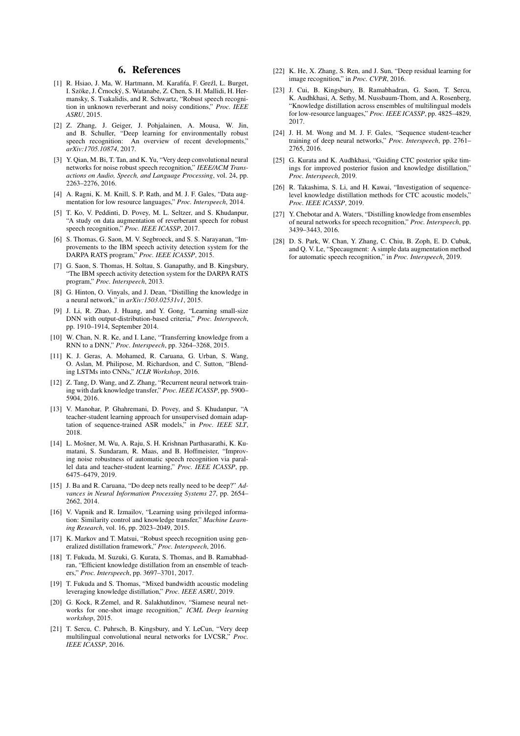## 6. References

[1] R. Hsiao, J. Ma, W. Hartmann, M. Karafifa, F. Grezl, L. Burget, I. Szöke, J. Černocký, S. Watanabe, Z. Chen, S. H. Mallidi, H. Hermansky, S. Tsakalidis, and R. Schwartz, "Robust speech recognition in unknown reverberant and noisy conditions," *Proc. IEEE ASRU*, 2015.

[2] Z. Zhang, J. Geiger, J. Pohjalainen, A. Mousa, W. Jin, and B. Schuller, "Deep learning for environmentally robust speech recognition: An overview of recent developments," *arXiv:1705.10874*, 2017.

[3] Y. Qian, M. Bi, T. Tan, and K. Yu, "Very deep convolutional neural networks for noise robust speech recognition," *IEEE/ACM Transactions on Audio, Speech, and Language Processing*, vol. 24, pp. 2263–2276, 2016.

[4] A. Ragni, K. M. Knill, S. P. Rath, and M. J. F. Gales, "Data augmentation for low resource languages," *Proc. Interspeech*, 2014.

[5] T. Ko, V. Peddinti, D. Povey, M. L. Seltzer, and S. Khudanpur, "A study on data augmentation of reverberant speech for robust speech recognition," *Proc. IEEE ICASSP*, 2017.

[6] S. Thomas, G. Saon, M. V. Segbroeck, and S. S. Narayanan, "Improvements to the IBM speech activity detection system for the DARPA RATS program," *Proc. IEEE ICASSP*, 2015.

[7] G. Saon, S. Thomas, H. Soltau, S. Ganapathy, and B. Kingsbury, "The IBM speech activity detection system for the DARPA RATS program," *Proc. Interspeech*, 2013.

[8] G. Hinton, O. Vinyals, and J. Dean, "Distilling the knowledge in a neural network," in *arXiv:1503.02531v1*, 2015.

[9] J. Li, R. Zhao, J. Huang, and Y. Gong, "Learning small-size DNN with output-distribution-based criteria," *Proc. Interspeech*, pp. 1910–1914, September 2014.

[10] W. Chan, N. R. Ke, and I. Lane, "Transferring knowledge from a RNN to a DNN," *Proc. Interspeech*, pp. 3264–3268, 2015.

[11] K. J. Geras, A. Mohamed, R. Caruana, G. Urban, S. Wang, O. Aslan, M. Philipose, M. Richardson, and C. Sutton, "Blending LSTMs into CNNs," *ICLR Workshop*, 2016.

[12] Z. Tang, D. Wang, and Z. Zhang, "Recurrent neural network training with dark knowledge transfer," *Proc. IEEE ICASSP*, pp. 5900–5904, 2016.

[13] V. Manohar, P. Ghahremani, D. Povey, and S. Khudanpur, "A teacher-student learning approach for unsupervised domain adaptation of sequence-trained ASR models," in *Proc. IEEE SLT*, 2018.

[14] L. Mošner, M. Wu, A. Raju, S. H. Krishnan Parthasarathi, K. Kumatani, S. Sundaram, R. Maas, and B. Hoffmeister, "Improving noise robustness of automatic speech recognition via parallel data and teacher-student learning," *Proc. IEEE ICASSP*, pp. 6475–6479, 2019.

[15] J. Ba and R. Caruana, "Do deep nets really need to be deep?" *Advances in Neural Information Processing Systems 27*, pp. 2654–2662, 2014.

[16] V. Vapnik and R. Izmailov, "Learning using privileged information: Similarity control and knowledge transfer," *Machine Learning Research*, vol. 16, pp. 2023–2049, 2015.

[17] K. Markov and T. Matsui, "Robust speech recognition using generalized distillation framework," *Proc. Interspeech*, 2016.

[18] T. Fukuda, M. Suzuki, G. Kurata, S. Thomas, and B. Ramabhadran, "Efficient knowledge distillation from an ensemble of teachers," *Proc. Interspeech*, pp. 3697–3701, 2017.

[19] T. Fukuda and S. Thomas, "Mixed bandwidth acoustic modeling leveraging knowledge distillation," *Proc. IEEE ASRU*, 2019.

[20] G. Kock, R.Zemel, and R. Salakhutdinov, "Siamese neural networks for one-shot image recognition," *ICML Deep learning workshop*, 2015.

[21] T. Sercu, C. Puhrsch, B. Kingsbury, and Y. LeCun, "Very deep multilingual convolutional neural networks for LVCSR," *Proc. IEEE ICASSP*, 2016.

[22] K. He, X. Zhang, S. Ren, and J. Sun, "Deep residual learning for image recognition," in *Proc. CVPR*, 2016.

[23] J. Cui, B. Kingsbury, B. Ramabhadran, G. Saon, T. Sercu, K. Audhkhasi, A. Sethy, M. Nussbaum-Thom, and A. Rosenberg, "Knowledge distillation across ensembles of multilingual models for low-resource languages," *Proc. IEEE ICASSP*, pp. 4825–4829, 2017.

[24] J. H. M. Wong and M. J. F. Gales, "Sequence student-teacher training of deep neural networks," *Proc. Interspeech*, pp. 2761–2765, 2016.

[25] G. Kurata and K. Audhkhasi, "Guiding CTC posterior spike timings for improved posterior fusion and knowledge distillation," *Proc. Interspeech*, 2019.

[26] R. Takashima, S. Li, and H. Kawai, "Investigation of sequence-level knowledge distillation methods for CTC acoustic models," *Proc. IEEE ICASSP*, 2019.

[27] Y. Chebotar and A. Waters, "Distilling knowledge from ensembles of neural networks for speech recognition," *Proc. Interspeech*, pp. 3439–3443, 2016.

[28] D. S. Park, W. Chan, Y. Zhang, C. Chiu, B. Zoph, E. D. Cubuk, and Q. V. Le, "Specaugment: A simple data augmentation method for automatic speech recognition," in *Proc. Interspeech*, 2019.